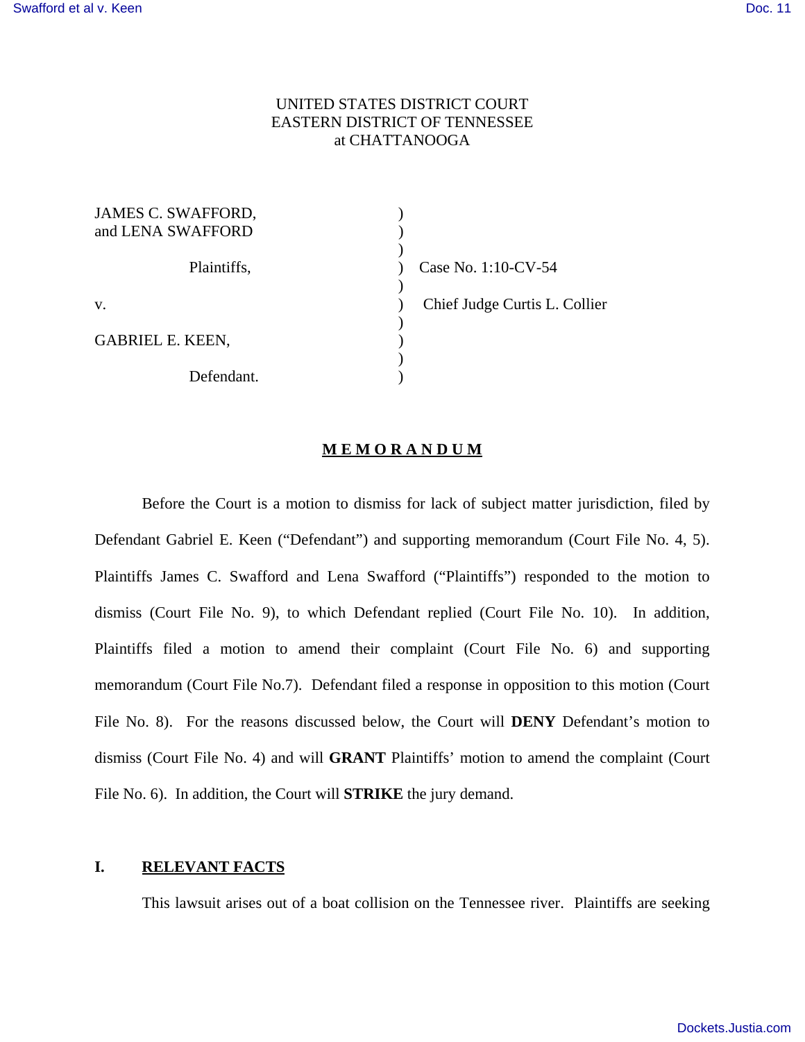UNITED STATES DISTRICT COURT
EASTERN DISTRICT OF TENNESSEE
at CHATTANOOGA

| | | |
|---|---|---|
| JAMES C. SWAFFORD, and LENA SWAFFORD | ) | |
| Plaintiffs, | ) | Case No. 1:10-CV-54 |
| v. | ) | Chief Judge Curtis L. Collier |
| GABRIEL E. KEEN, | ) | |
| Defendant. | ) | |

## **M E M O R A N D U M**

Before the Court is a motion to dismiss for lack of subject matter jurisdiction, filed by Defendant Gabriel E. Keen ("Defendant") and supporting memorandum (Court File No. 4, 5). Plaintiffs James C. Swafford and Lena Swafford ("Plaintiffs") responded to the motion to dismiss (Court File No. 9), to which Defendant replied (Court File No. 10). In addition, Plaintiffs filed a motion to amend their complaint (Court File No. 6) and supporting memorandum (Court File No.7). Defendant filed a response in opposition to this motion (Court File No. 8). For the reasons discussed below, the Court will **DENY** Defendant's motion to dismiss (Court File No. 4) and will **GRANT** Plaintiffs' motion to amend the complaint (Court File No. 6). In addition, the Court will **STRIKE** the jury demand.

## I. RELEVANT FACTS

This lawsuit arises out of a boat collision on the Tennessee river. Plaintiffs are seeking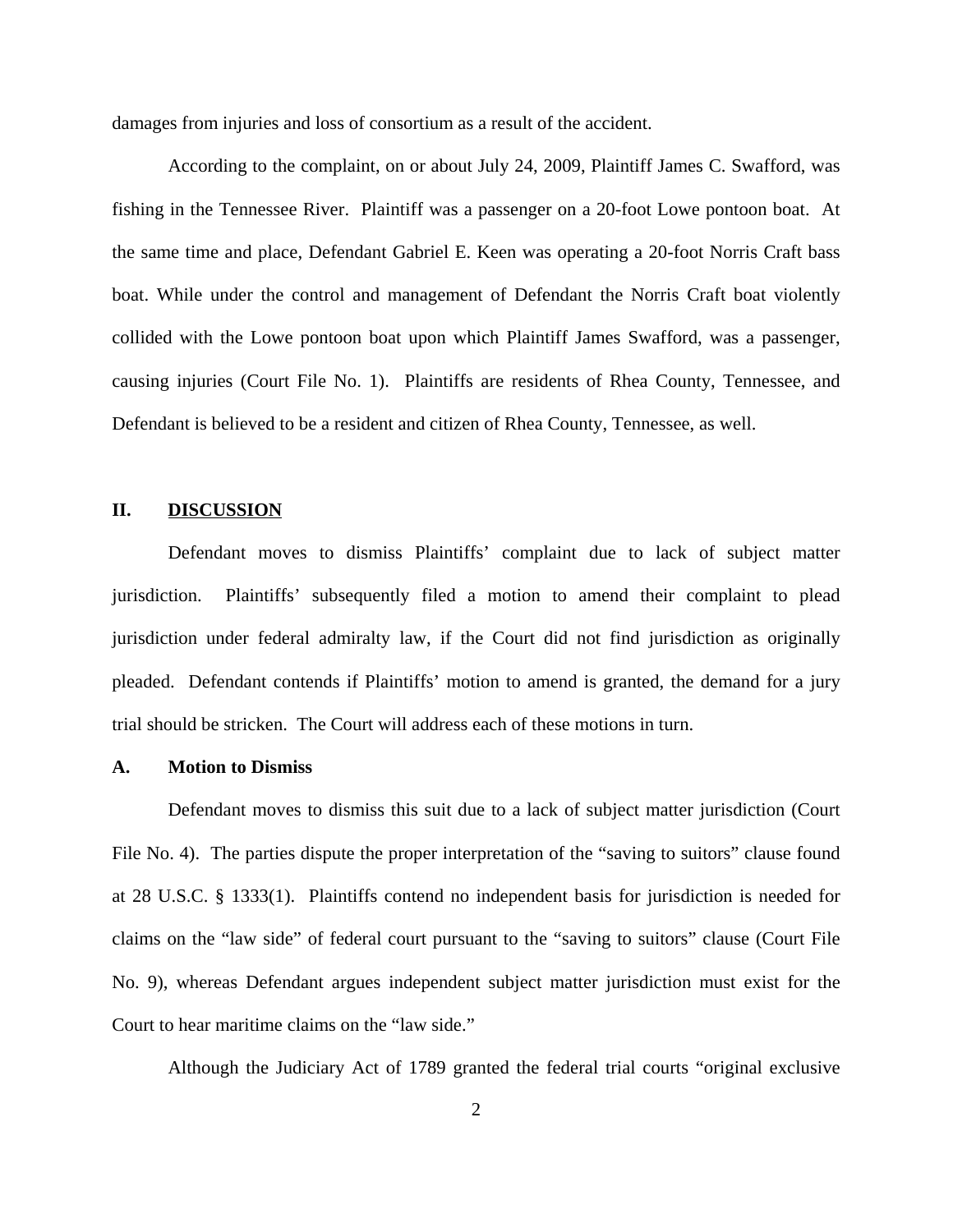damages from injuries and loss of consortium as a result of the accident.

According to the complaint, on or about July 24, 2009, Plaintiff James C. Swafford, was fishing in the Tennessee River. Plaintiff was a passenger on a 20-foot Lowe pontoon boat. At the same time and place, Defendant Gabriel E. Keen was operating a 20-foot Norris Craft bass boat. While under the control and management of Defendant the Norris Craft boat violently collided with the Lowe pontoon boat upon which Plaintiff James Swafford, was a passenger, causing injuries (Court File No. 1). Plaintiffs are residents of Rhea County, Tennessee, and Defendant is believed to be a resident and citizen of Rhea County, Tennessee, as well.

## II. <u>DISCUSSION</u>

Defendant moves to dismiss Plaintiffs' complaint due to lack of subject matter jurisdiction. Plaintiffs' subsequently filed a motion to amend their complaint to plead jurisdiction under federal admiralty law, if the Court did not find jurisdiction as originally pleaded. Defendant contends if Plaintiffs' motion to amend is granted, the demand for a jury trial should be stricken. The Court will address each of these motions in turn.

### A. Motion to Dismiss

Defendant moves to dismiss this suit due to a lack of subject matter jurisdiction (Court File No. 4). The parties dispute the proper interpretation of the "saving to suitors" clause found at 28 U.S.C. § 1333(1). Plaintiffs contend no independent basis for jurisdiction is needed for claims on the "law side" of federal court pursuant to the "saving to suitors" clause (Court File No. 9), whereas Defendant argues independent subject matter jurisdiction must exist for the Court to hear maritime claims on the "law side."

Although the Judiciary Act of 1789 granted the federal trial courts "original exclusive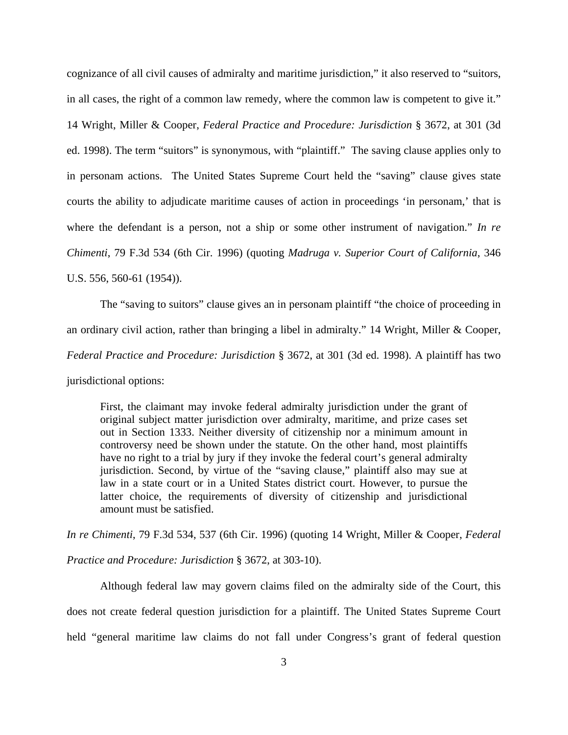cognizance of all civil causes of admiralty and maritime jurisdiction," it also reserved to "suitors, in all cases, the right of a common law remedy, where the common law is competent to give it." 14 Wright, Miller & Cooper, *Federal Practice and Procedure: Jurisdiction* § 3672, at 301 (3d ed. 1998). The term "suitors" is synonymous, with "plaintiff." The saving clause applies only to in personam actions. The United States Supreme Court held the "saving" clause gives state courts the ability to adjudicate maritime causes of action in proceedings 'in personam,' that is where the defendant is a person, not a ship or some other instrument of navigation." *In re Chimenti*, 79 F.3d 534 (6th Cir. 1996) (quoting *Madruga v. Superior Court of California*, 346 U.S. 556, 560-61 (1954)).

The "saving to suitors" clause gives an in personam plaintiff "the choice of proceeding in an ordinary civil action, rather than bringing a libel in admiralty." 14 Wright, Miller & Cooper, *Federal Practice and Procedure: Jurisdiction* § 3672, at 301 (3d ed. 1998). A plaintiff has two jurisdictional options:

> First, the claimant may invoke federal admiralty jurisdiction under the grant of original subject matter jurisdiction over admiralty, maritime, and prize cases set out in Section 1333. Neither diversity of citizenship nor a minimum amount in controversy need be shown under the statute. On the other hand, most plaintiffs have no right to a trial by jury if they invoke the federal court's general admiralty jurisdiction. Second, by virtue of the "saving clause," plaintiff also may sue at law in a state court or in a United States district court. However, to pursue the latter choice, the requirements of diversity of citizenship and jurisdictional amount must be satisfied.

*In re Chimenti*, 79 F.3d 534, 537 (6th Cir. 1996) (quoting 14 Wright, Miller & Cooper, *Federal Practice and Procedure: Jurisdiction* § 3672, at 303-10).

Although federal law may govern claims filed on the admiralty side of the Court, this does not create federal question jurisdiction for a plaintiff. The United States Supreme Court held "general maritime law claims do not fall under Congress's grant of federal question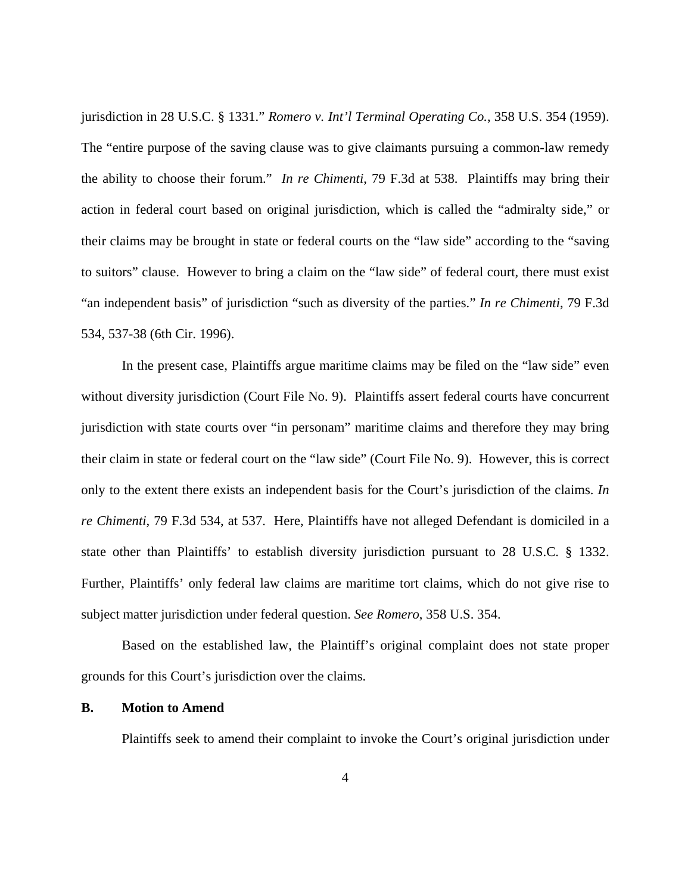jurisdiction in 28 U.S.C. § 1331." *Romero v. Int'l Terminal Operating Co.*, 358 U.S. 354 (1959). The "entire purpose of the saving clause was to give claimants pursuing a common-law remedy the ability to choose their forum." *In re Chimenti*, 79 F.3d at 538. Plaintiffs may bring their action in federal court based on original jurisdiction, which is called the "admiralty side," or their claims may be brought in state or federal courts on the "law side" according to the "saving to suitors" clause. However to bring a claim on the "law side" of federal court, there must exist "an independent basis" of jurisdiction "such as diversity of the parties." *In re Chimenti*, 79 F.3d 534, 537-38 (6th Cir. 1996).

In the present case, Plaintiffs argue maritime claims may be filed on the "law side" even without diversity jurisdiction (Court File No. 9). Plaintiffs assert federal courts have concurrent jurisdiction with state courts over "in personam" maritime claims and therefore they may bring their claim in state or federal court on the "law side" (Court File No. 9). However, this is correct only to the extent there exists an independent basis for the Court's jurisdiction of the claims. *In re Chimenti*, 79 F.3d 534, at 537. Here, Plaintiffs have not alleged Defendant is domiciled in a state other than Plaintiffs' to establish diversity jurisdiction pursuant to 28 U.S.C. § 1332. Further, Plaintiffs' only federal law claims are maritime tort claims, which do not give rise to subject matter jurisdiction under federal question. *See Romero*, 358 U.S. 354.

Based on the established law, the Plaintiff's original complaint does not state proper grounds for this Court's jurisdiction over the claims.

**B. Motion to Amend**

Plaintiffs seek to amend their complaint to invoke the Court's original jurisdiction under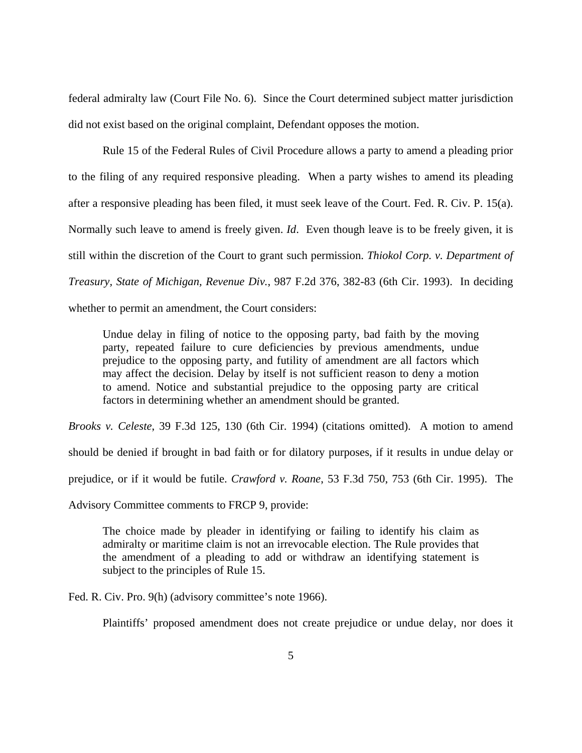federal admiralty law (Court File No. 6). Since the Court determined subject matter jurisdiction did not exist based on the original complaint, Defendant opposes the motion.

Rule 15 of the Federal Rules of Civil Procedure allows a party to amend a pleading prior to the filing of any required responsive pleading. When a party wishes to amend its pleading after a responsive pleading has been filed, it must seek leave of the Court. Fed. R. Civ. P. 15(a). Normally such leave to amend is freely given. *Id*. Even though leave is to be freely given, it is still within the discretion of the Court to grant such permission. *Thiokol Corp. v. Department of Treasury, State of Michigan, Revenue Div.*, 987 F.2d 376, 382-83 (6th Cir. 1993). In deciding whether to permit an amendment, the Court considers:

> Undue delay in filing of notice to the opposing party, bad faith by the moving party, repeated failure to cure deficiencies by previous amendments, undue prejudice to the opposing party, and futility of amendment are all factors which may affect the decision. Delay by itself is not sufficient reason to deny a motion to amend. Notice and substantial prejudice to the opposing party are critical factors in determining whether an amendment should be granted.

*Brooks v. Celeste*, 39 F.3d 125, 130 (6th Cir. 1994) (citations omitted). A motion to amend should be denied if brought in bad faith or for dilatory purposes, if it results in undue delay or prejudice, or if it would be futile. *Crawford v. Roane*, 53 F.3d 750, 753 (6th Cir. 1995). The Advisory Committee comments to FRCP 9, provide:

> The choice made by pleader in identifying or failing to identify his claim as admiralty or maritime claim is not an irrevocable election. The Rule provides that the amendment of a pleading to add or withdraw an identifying statement is subject to the principles of Rule 15.

Fed. R. Civ. Pro. 9(h) (advisory committee's note 1966).

Plaintiffs' proposed amendment does not create prejudice or undue delay, nor does it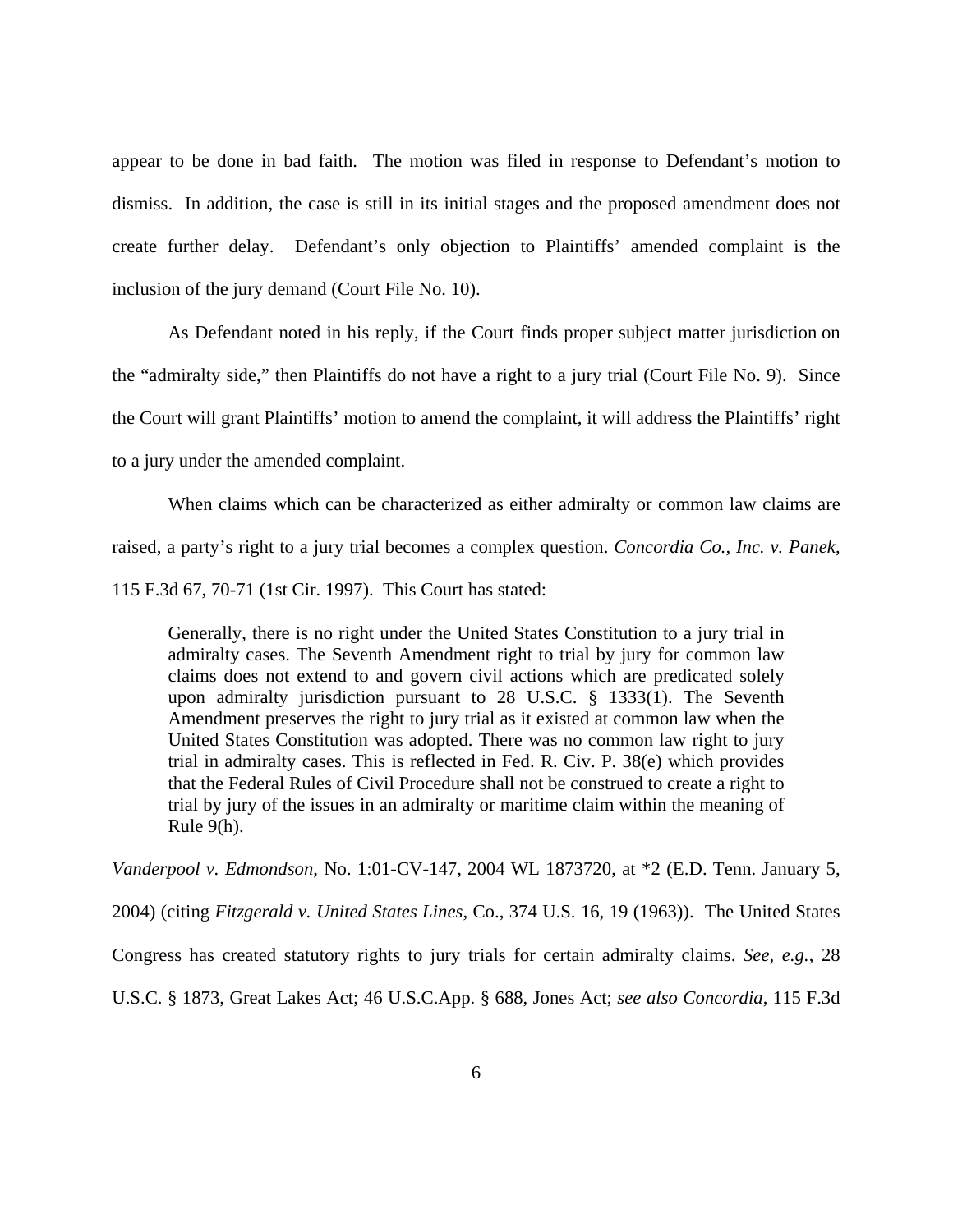appear to be done in bad faith. The motion was filed in response to Defendant's motion to dismiss. In addition, the case is still in its initial stages and the proposed amendment does not create further delay. Defendant's only objection to Plaintiffs' amended complaint is the inclusion of the jury demand (Court File No. 10).

As Defendant noted in his reply, if the Court finds proper subject matter jurisdiction on the "admiralty side," then Plaintiffs do not have a right to a jury trial (Court File No. 9). Since the Court will grant Plaintiffs' motion to amend the complaint, it will address the Plaintiffs' right to a jury under the amended complaint.

When claims which can be characterized as either admiralty or common law claims are raised, a party's right to a jury trial becomes a complex question. *Concordia Co., Inc. v. Panek*, 115 F.3d 67, 70-71 (1st Cir. 1997). This Court has stated:

> Generally, there is no right under the United States Constitution to a jury trial in admiralty cases. The Seventh Amendment right to trial by jury for common law claims does not extend to and govern civil actions which are predicated solely upon admiralty jurisdiction pursuant to 28 U.S.C. § 1333(1). The Seventh Amendment preserves the right to jury trial as it existed at common law when the United States Constitution was adopted. There was no common law right to jury trial in admiralty cases. This is reflected in Fed. R. Civ. P. 38(e) which provides that the Federal Rules of Civil Procedure shall not be construed to create a right to trial by jury of the issues in an admiralty or maritime claim within the meaning of Rule 9(h).

*Vanderpool v. Edmondson*, No. 1:01-CV-147, 2004 WL 1873720, at *2 (E.D. Tenn. January 5, 2004) (citing *Fitzgerald v. United States Lines*, Co., 374 U.S. 16, 19 (1963)). The United States Congress has created statutory rights to jury trials for certain admiralty claims. *See, e.g.*, 28 U.S.C. § 1873, Great Lakes Act; 46 U.S.C.App. § 688, Jones Act; *see also Concordia*, 115 F.3d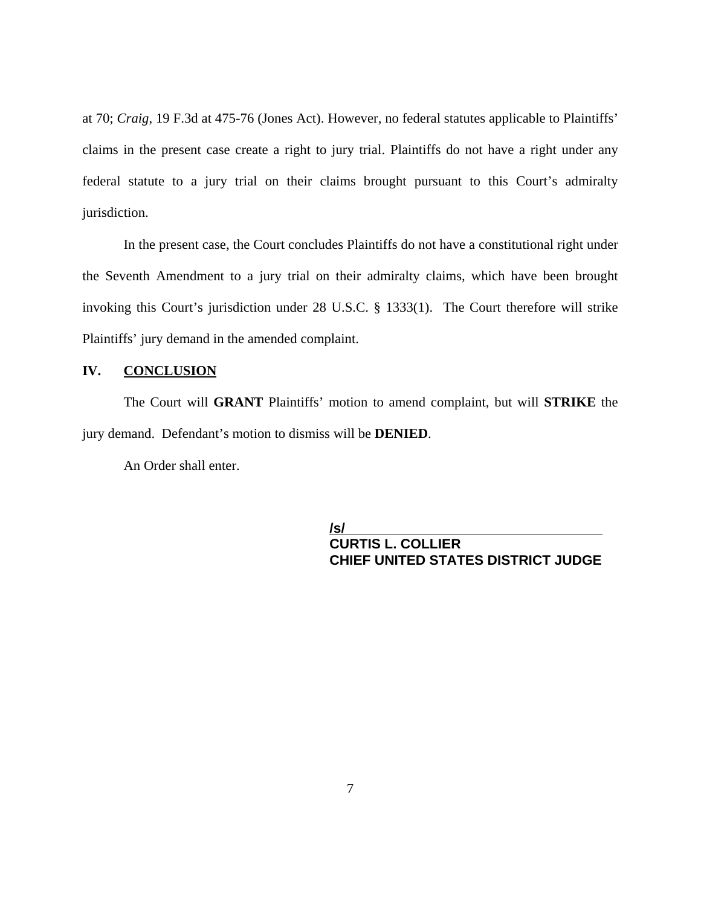at 70; *Craig*, 19 F.3d at 475-76 (Jones Act). However, no federal statutes applicable to Plaintiffs' claims in the present case create a right to jury trial. Plaintiffs do not have a right under any federal statute to a jury trial on their claims brought pursuant to this Court's admiralty jurisdiction.

In the present case, the Court concludes Plaintiffs do not have a constitutional right under the Seventh Amendment to a jury trial on their admiralty claims, which have been brought invoking this Court's jurisdiction under 28 U.S.C. § 1333(1). The Court therefore will strike Plaintiffs' jury demand in the amended complaint.

## IV. CONCLUSION

The Court will **GRANT** Plaintiffs' motion to amend complaint, but will **STRIKE** the jury demand. Defendant's motion to dismiss will be **DENIED**.

An Order shall enter.

/s/
**CURTIS L. COLLIER**
**CHIEF UNITED STATES DISTRICT JUDGE**